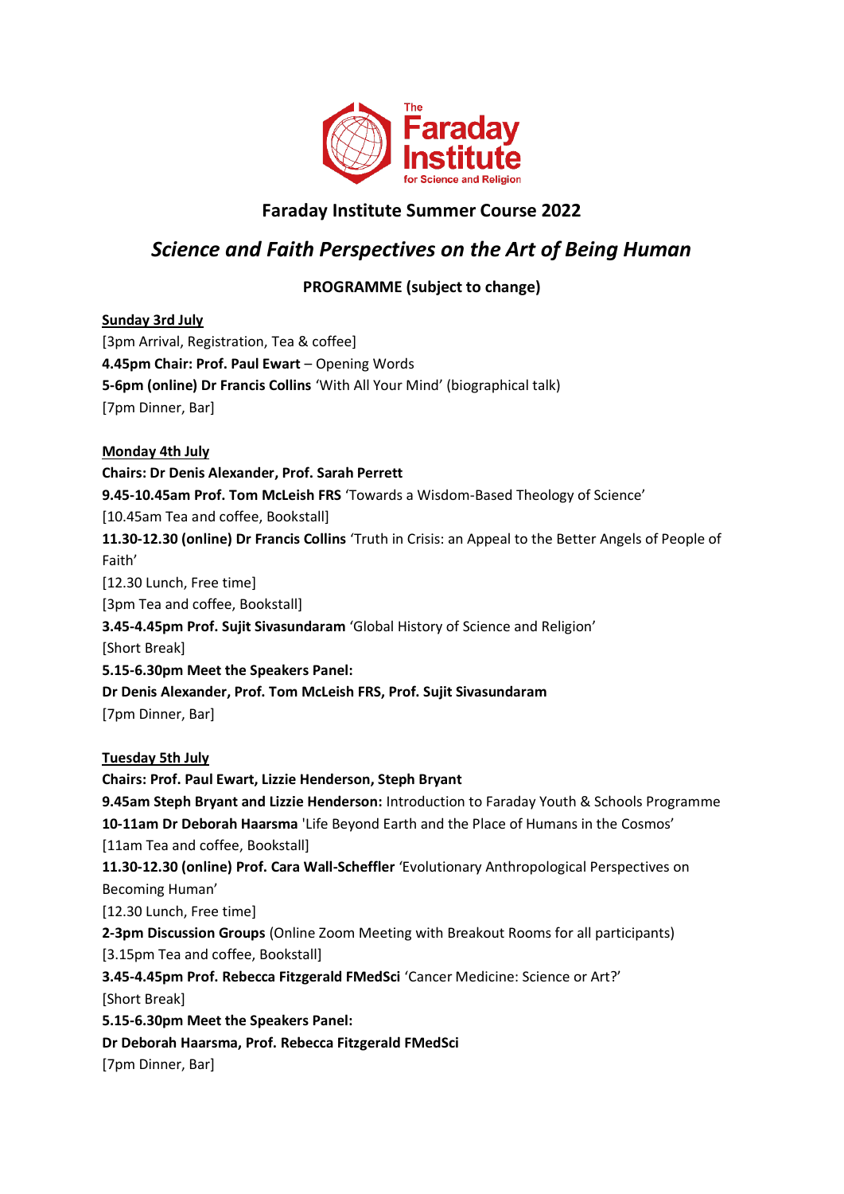The Faraday Institute for Science and Religion

## Faraday Institute Summer Course 2022

# *Science and Faith Perspectives on the Art of Being Human*

**PROGRAMME (subject to change)**

**Sunday 3rd July**

[3pm Arrival, Registration, Tea & coffee]
**4.45pm Chair: Prof. Paul Ewart** – Opening Words
**5-6pm (online) Dr Francis Collins** 'With All Your Mind' (biographical talk)
[7pm Dinner, Bar]

**Monday 4th July**

**Chairs: Dr Denis Alexander, Prof. Sarah Perrett**
**9.45-10.45am Prof. Tom McLeish FRS** 'Towards a Wisdom-Based Theology of Science'
[10.45am Tea and coffee, Bookstall]
**11.30-12.30 (online) Dr Francis Collins** 'Truth in Crisis: an Appeal to the Better Angels of People of Faith'
[12.30 Lunch, Free time]
[3pm Tea and coffee, Bookstall]
**3.45-4.45pm Prof. Sujit Sivasundaram** 'Global History of Science and Religion'
[Short Break]
**5.15-6.30pm Meet the Speakers Panel:**
**Dr Denis Alexander, Prof. Tom McLeish FRS, Prof. Sujit Sivasundaram**
[7pm Dinner, Bar]

**Tuesday 5th July**

**Chairs: Prof. Paul Ewart, Lizzie Henderson, Steph Bryant**
**9.45am Steph Bryant and Lizzie Henderson:** Introduction to Faraday Youth & Schools Programme
**10-11am Dr Deborah Haarsma** 'Life Beyond Earth and the Place of Humans in the Cosmos'
[11am Tea and coffee, Bookstall]
**11.30-12.30 (online) Prof. Cara Wall-Scheffler** 'Evolutionary Anthropological Perspectives on Becoming Human'
[12.30 Lunch, Free time]
**2-3pm Discussion Groups** (Online Zoom Meeting with Breakout Rooms for all participants)
[3.15pm Tea and coffee, Bookstall]
**3.45-4.45pm Prof. Rebecca Fitzgerald FMedSci** 'Cancer Medicine: Science or Art?'
[Short Break]
**5.15-6.30pm Meet the Speakers Panel:**
**Dr Deborah Haarsma, Prof. Rebecca Fitzgerald FMedSci**
[7pm Dinner, Bar]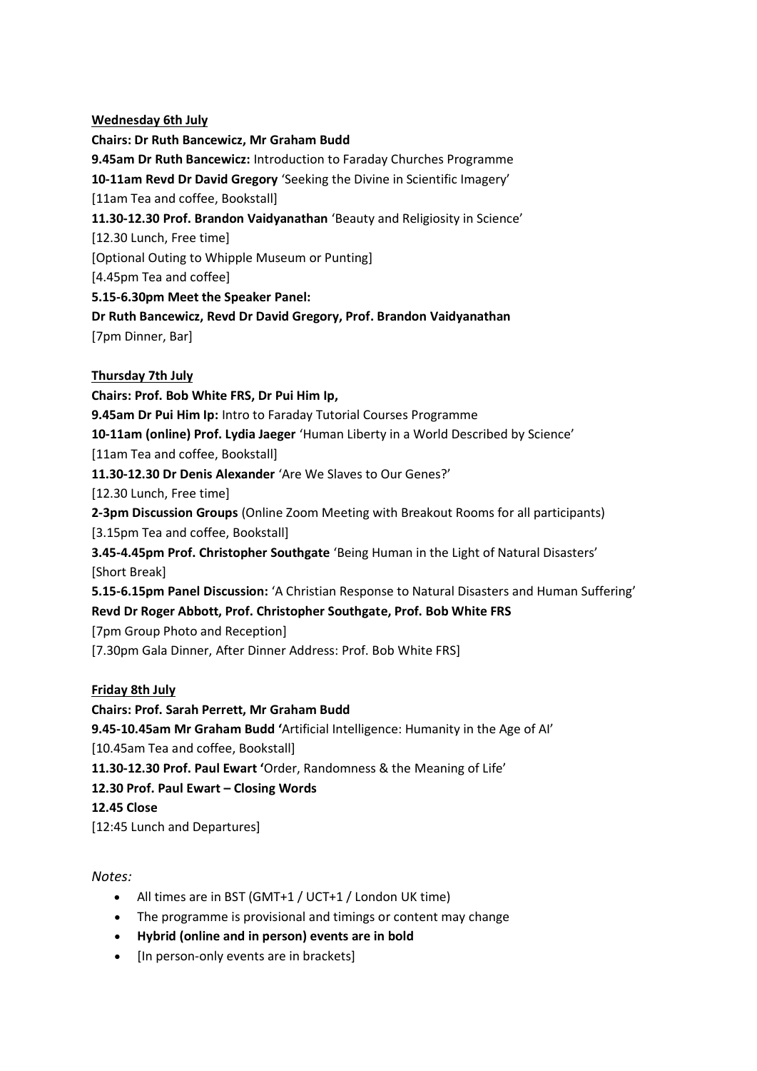**Wednesday 6th July**

**Chairs: Dr Ruth Bancewicz, Mr Graham Budd**

**9.45am Dr Ruth Bancewicz:** Introduction to Faraday Churches Programme

**10-11am Revd Dr David Gregory** 'Seeking the Divine in Scientific Imagery'

[11am Tea and coffee, Bookstall]

**11.30-12.30 Prof. Brandon Vaidyanathan** 'Beauty and Religiosity in Science'

[12.30 Lunch, Free time]

[Optional Outing to Whipple Museum or Punting]

[4.45pm Tea and coffee]

**5.15-6.30pm Meet the Speaker Panel:**

**Dr Ruth Bancewicz, Revd Dr David Gregory, Prof. Brandon Vaidyanathan**

[7pm Dinner, Bar]

**Thursday 7th July**

**Chairs: Prof. Bob White FRS, Dr Pui Him Ip,**

**9.45am Dr Pui Him Ip:** Intro to Faraday Tutorial Courses Programme

**10-11am (online) Prof. Lydia Jaeger** 'Human Liberty in a World Described by Science'

[11am Tea and coffee, Bookstall]

**11.30-12.30 Dr Denis Alexander** 'Are We Slaves to Our Genes?'

[12.30 Lunch, Free time]

**2-3pm Discussion Groups** (Online Zoom Meeting with Breakout Rooms for all participants)

[3.15pm Tea and coffee, Bookstall]

**3.45-4.45pm Prof. Christopher Southgate** 'Being Human in the Light of Natural Disasters'

[Short Break]

**5.15-6.15pm Panel Discussion:** 'A Christian Response to Natural Disasters and Human Suffering'

**Revd Dr Roger Abbott, Prof. Christopher Southgate, Prof. Bob White FRS**

[7pm Group Photo and Reception]

[7.30pm Gala Dinner, After Dinner Address: Prof. Bob White FRS]

**Friday 8th July**

**Chairs: Prof. Sarah Perrett, Mr Graham Budd**

**9.45-10.45am Mr Graham Budd '**Artificial Intelligence: Humanity in the Age of AI'

[10.45am Tea and coffee, Bookstall]

**11.30-12.30 Prof. Paul Ewart '**Order, Randomness & the Meaning of Life'

**12.30 Prof. Paul Ewart – Closing Words**

**12.45 Close**

[12:45 Lunch and Departures]

*Notes:*

- All times are in BST (GMT+1 / UCT+1 / London UK time)
- The programme is provisional and timings or content may change
- **Hybrid (online and in person) events are in bold**
- [In person-only events are in brackets]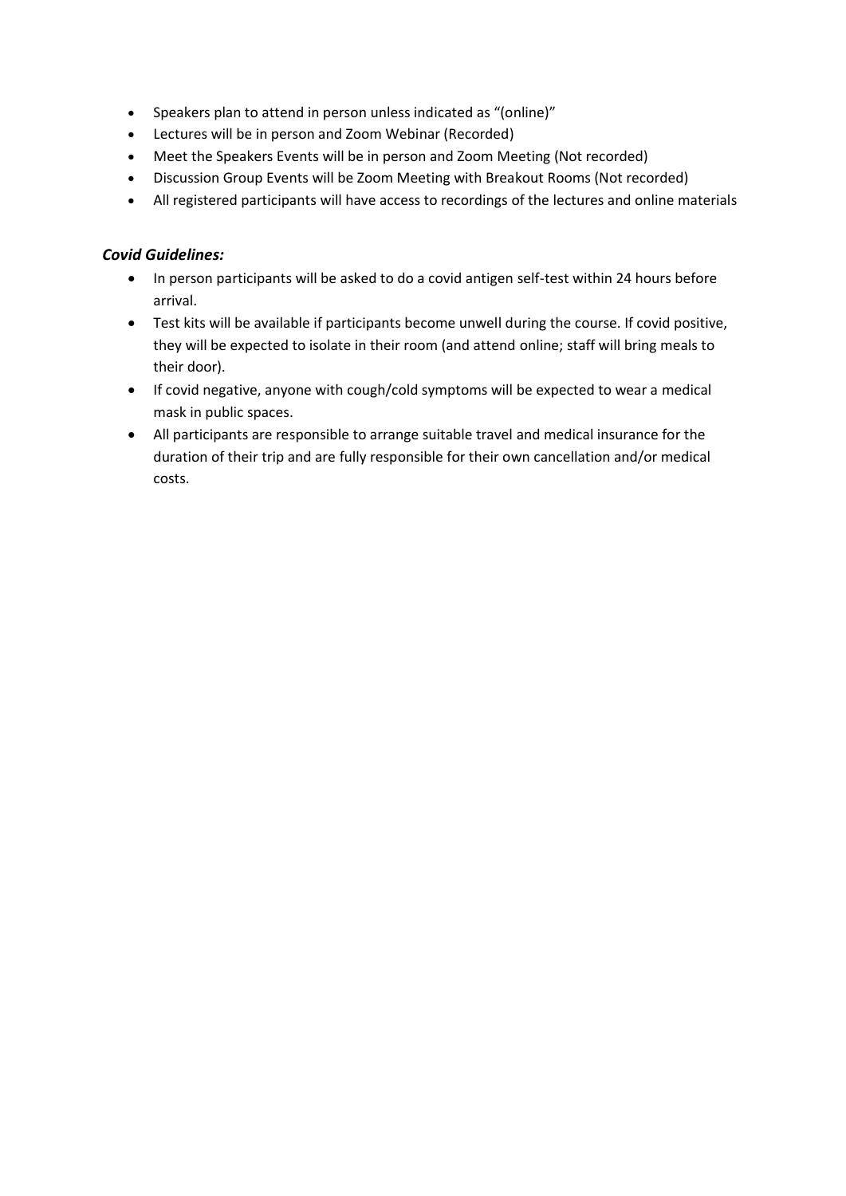- Speakers plan to attend in person unless indicated as "(online)"
- Lectures will be in person and Zoom Webinar (Recorded)
- Meet the Speakers Events will be in person and Zoom Meeting (Not recorded)
- Discussion Group Events will be Zoom Meeting with Breakout Rooms (Not recorded)
- All registered participants will have access to recordings of the lectures and online materials

### *Covid Guidelines:*

- In person participants will be asked to do a covid antigen self-test within 24 hours before arrival.
- Test kits will be available if participants become unwell during the course. If covid positive, they will be expected to isolate in their room (and attend online; staff will bring meals to their door).
- If covid negative, anyone with cough/cold symptoms will be expected to wear a medical mask in public spaces.
- All participants are responsible to arrange suitable travel and medical insurance for the duration of their trip and are fully responsible for their own cancellation and/or medical costs.